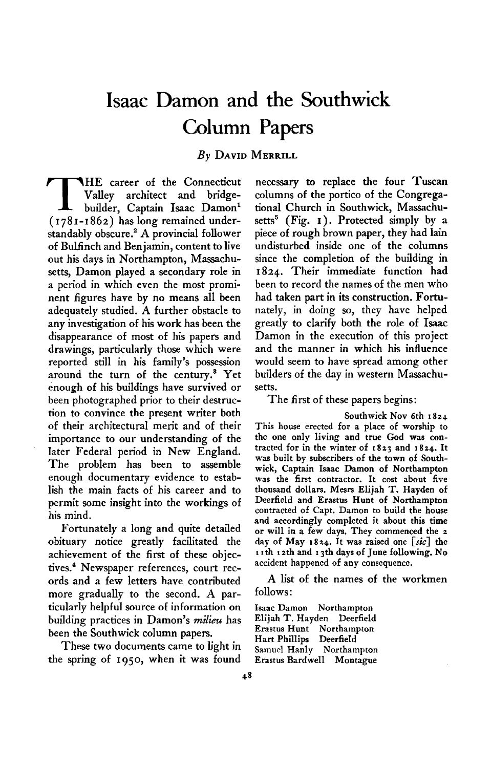# Isaac Damon and the Southwick Column Papers

*By* David Merrill

THE career of the Connecticut Valley architect and bridge-builder, Captain Isaac Damon[1] (1781-1862) has long remained understandably obscure.[2] A provincial follower of Bulfinch and Benjamin, content to live out his days in Northampton, Massachusetts, Damon played a secondary role in a period in which even the most prominent figures have by no means all been adequately studied. A further obstacle to any investigation of his work has been the disappearance of most of his papers and drawings, particularly those which were reported still in his family's possession around the turn of the century.[3] Yet enough of his buildings have survived or been photographed prior to their destruction to convince the present writer both of their architectural merit and of their importance to our understanding of the later Federal period in New England. The problem has been to assemble enough documentary evidence to establish the main facts of his career and to permit some insight into the workings of his mind.

Fortunately a long and quite detailed obituary notice greatly facilitated the achievement of the first of these objectives.[4] Newspaper references, court records and a few letters have contributed more gradually to the second. A particularly helpful source of information on building practices in Damon's *milieu* has been the Southwick column papers.

These two documents came to light in the spring of 1950, when it was found necessary to replace the four Tuscan columns of the portico of the Congregational Church in Southwick, Massachusetts[5] (Fig. 1). Protected simply by a piece of rough brown paper, they had lain undisturbed inside one of the columns since the completion of the building in 1824. Their immediate function had been to record the names of the men who had taken part in its construction. Fortunately, in doing so, they have helped greatly to clarify both the role of Isaac Damon in the execution of this project and the manner in which his influence would seem to have spread among other builders of the day in western Massachusetts.

The first of these papers begins:

> Southwick Nov 6th 1824
>
> This house erected for a place of worship to the one only living and true God was contracted for in the winter of 1823 and 1824. It was built by subscribers of the town of Southwick, Captain Isaac Damon of Northampton was the first contractor. It cost about five thousand dollars. Mesrs Elijah T. Hayden of Deerfield and Erastus Hunt of Northampton contracted of Capt. Damon to build the house and accordingly completed it about this time or will in a few days. They commenced the 2 day of May 1824. It was raised one [*sic*] the 11th 12th and 13th days of June following. No accident happened of any consequence.

A list of the names of the workmen follows:

Isaac Damon Northampton
Elijah T. Hayden Deerfield
Erastus Hunt Northampton
Hart Phillips Deerfield
Samuel Hanly Northampton
Erastus Bardwell Montague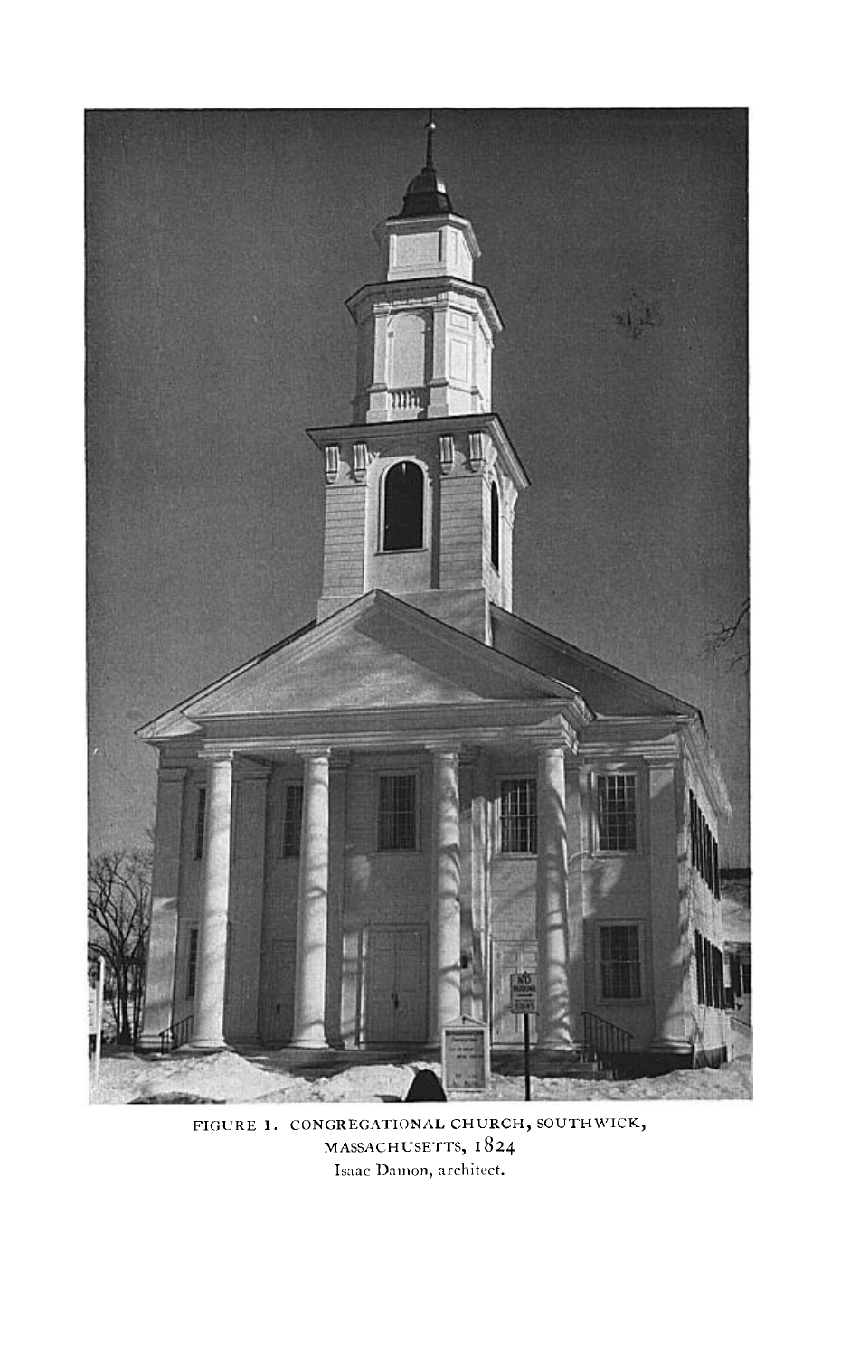FIGURE 1. CONGREGATIONAL CHURCH, SOUTHWICK, MASSACHUSETTS, 1824
Isaac Damon, architect.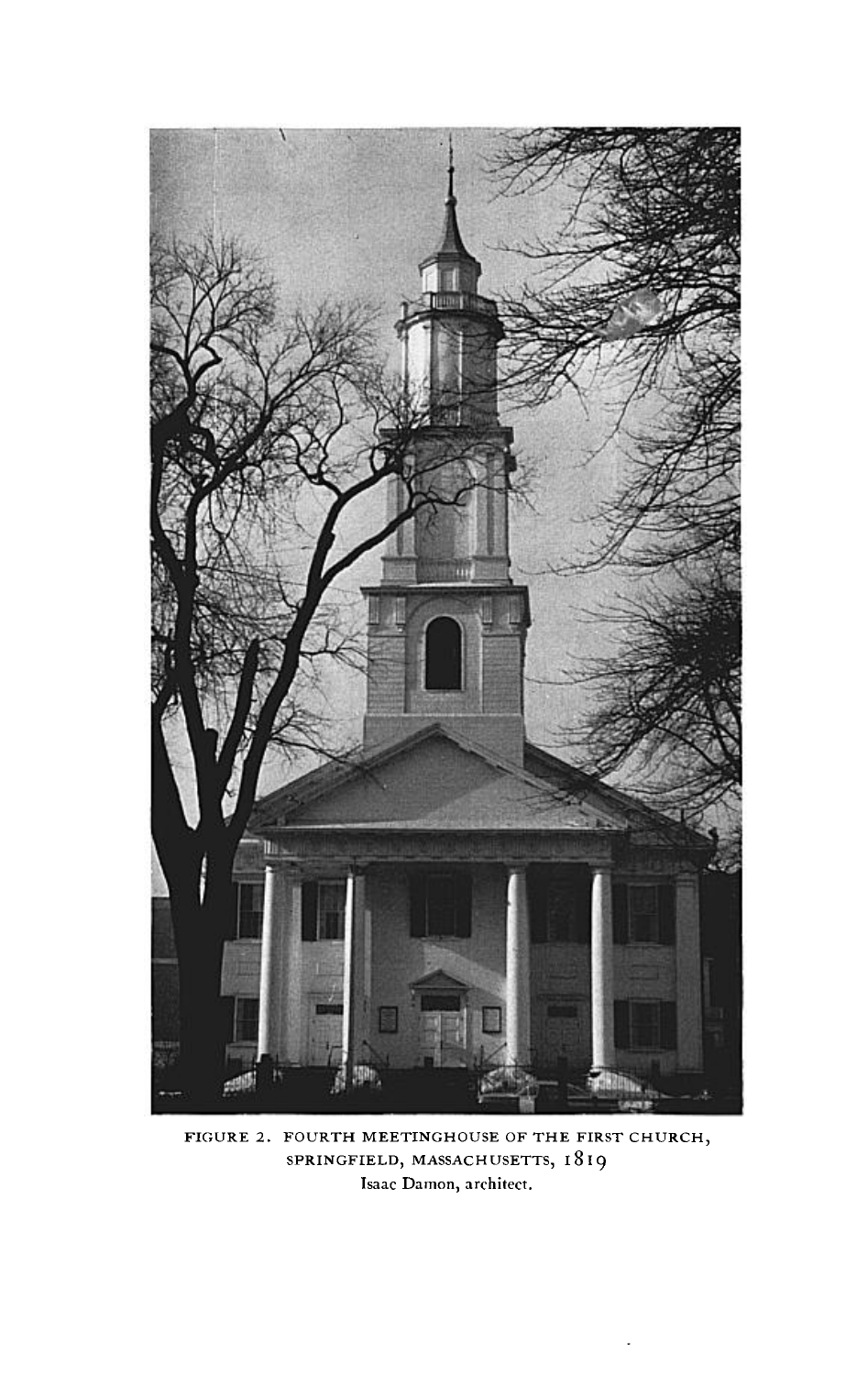FIGURE 2. FOURTH MEETINGHOUSE OF THE FIRST CHURCH, SPRINGFIELD, MASSACHUSETTS, 1819
Isaac Damon, architect.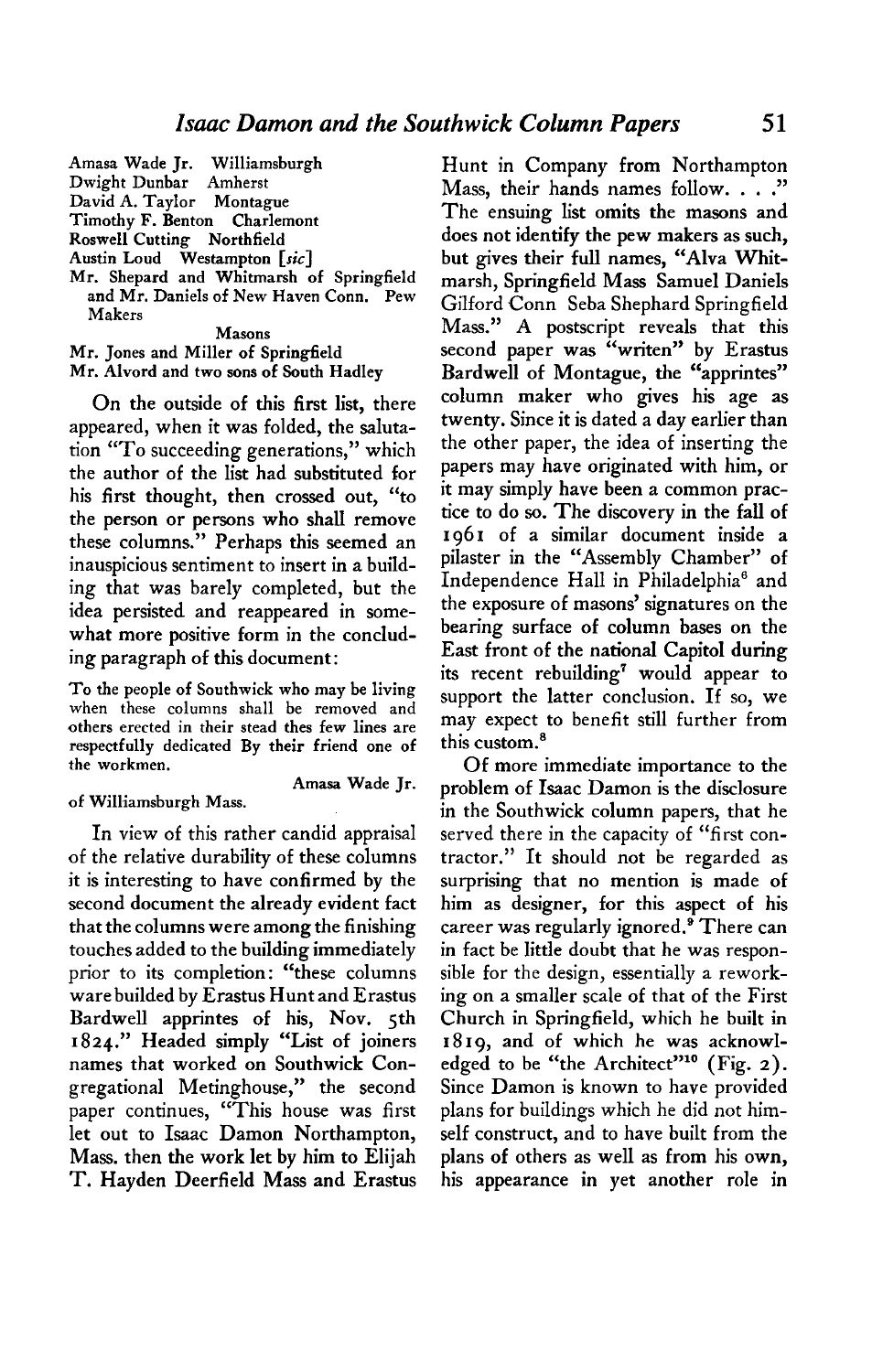Amasa Wade Jr. Williamsburgh
Dwight Dunbar Amherst
David A. Taylor Montague
Timothy F. Benton Charlemont
Roswell Cutting Northfield
Austin Loud Westampton [*sic*]
Mr. Shepard and Whitmarsh of Springfield and Mr. Daniels of New Haven Conn. Pew Makers

Masons

Mr. Jones and Miller of Springfield
Mr. Alvord and two sons of South Hadley

On the outside of this first list, there appeared, when it was folded, the salutation "To succeeding generations," which the author of the list had substituted for his first thought, then crossed out, "to the person or persons who shall remove these columns." Perhaps this seemed an inauspicious sentiment to insert in a building that was barely completed, but the idea persisted and reappeared in somewhat more positive form in the concluding paragraph of this document:

To the people of Southwick who may be living when these columns shall be removed and others erected in their stead thes few lines are respectfully dedicated By their friend one of the workmen.

Amasa Wade Jr.
of Williamsburgh Mass.

In view of this rather candid appraisal of the relative durability of these columns it is interesting to have confirmed by the second document the already evident fact that the columns were among the finishing touches added to the building immediately prior to its completion: "these columns ware builded by Erastus Hunt and Erastus Bardwell apprintes of his, Nov. 5th 1824." Headed simply "List of joiners names that worked on Southwick Congregational Metinghouse," the second paper continues, "This house was first let out to Isaac Damon Northampton, Mass. then the work let by him to Elijah T. Hayden Deerfield Mass and Erastus Hunt in Company from Northampton Mass, their hands names follow. . . ." The ensuing list omits the masons and does not identify the pew makers as such, but gives their full names, "Alva Whitmarsh, Springfield Mass Samuel Daniels Gilford Conn Seba Shephard Springfield Mass." A postscript reveals that this second paper was "writen" by Erastus Bardwell of Montague, the "apprintes" column maker who gives his age as twenty. Since it is dated a day earlier than the other paper, the idea of inserting the papers may have originated with him, or it may simply have been a common practice to do so. The discovery in the fall of 1961 of a similar document inside a pilaster in the "Assembly Chamber" of Independence Hall in Philadelphia[6] and the exposure of masons' signatures on the bearing surface of column bases on the East front of the national Capitol during its recent rebuilding[7] would appear to support the latter conclusion. If so, we may expect to benefit still further from this custom.[8]

Of more immediate importance to the problem of Isaac Damon is the disclosure in the Southwick column papers, that he served there in the capacity of "first contractor." It should not be regarded as surprising that no mention is made of him as designer, for this aspect of his career was regularly ignored.[9] There can in fact be little doubt that he was responsible for the design, essentially a reworking on a smaller scale of that of the First Church in Springfield, which he built in 1819, and of which he was acknowledged to be "the Architect"[10] (Fig. 2). Since Damon is known to have provided plans for buildings which he did not himself construct, and to have built from the plans of others as well as from his own, his appearance in yet another role in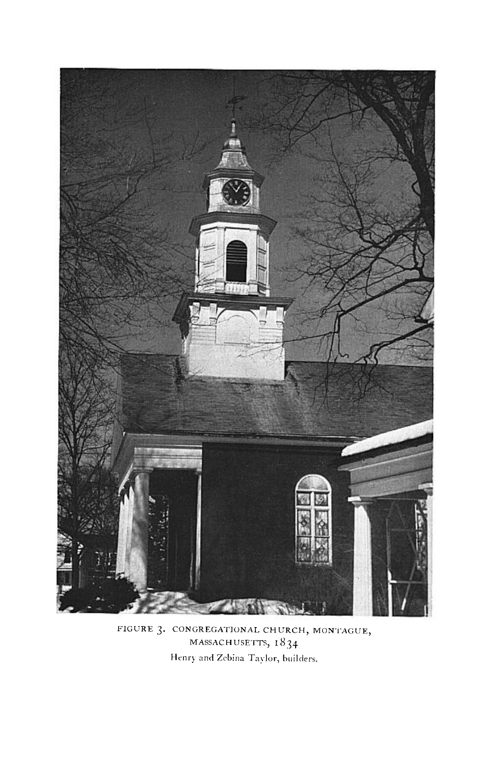FIGURE 3. CONGREGATIONAL CHURCH, MONTAGUE, MASSACHUSETTS, 1834

Henry and Zebina Taylor, builders.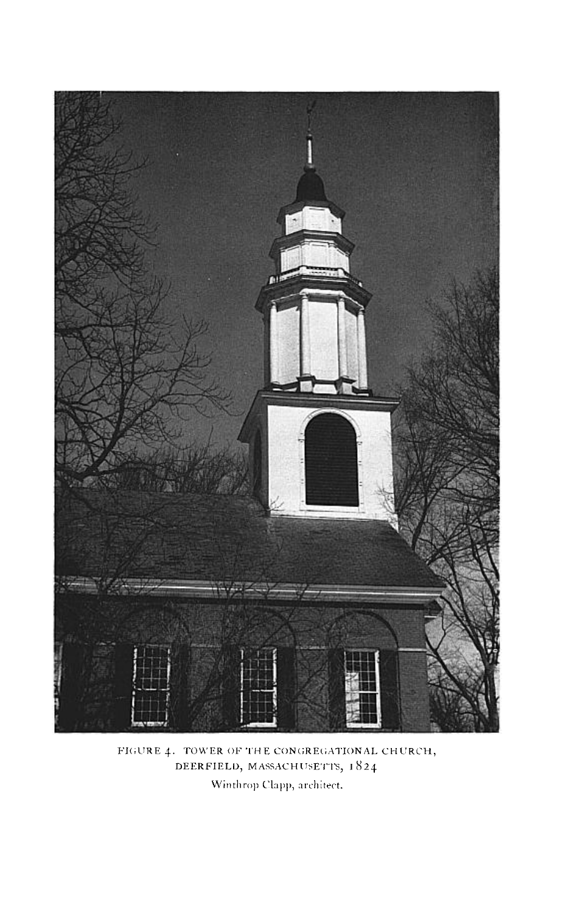FIGURE 4. TOWER OF THE CONGREGATIONAL CHURCH, DEERFIELD, MASSACHUSETTS, 1824

Winthrop Clapp, architect.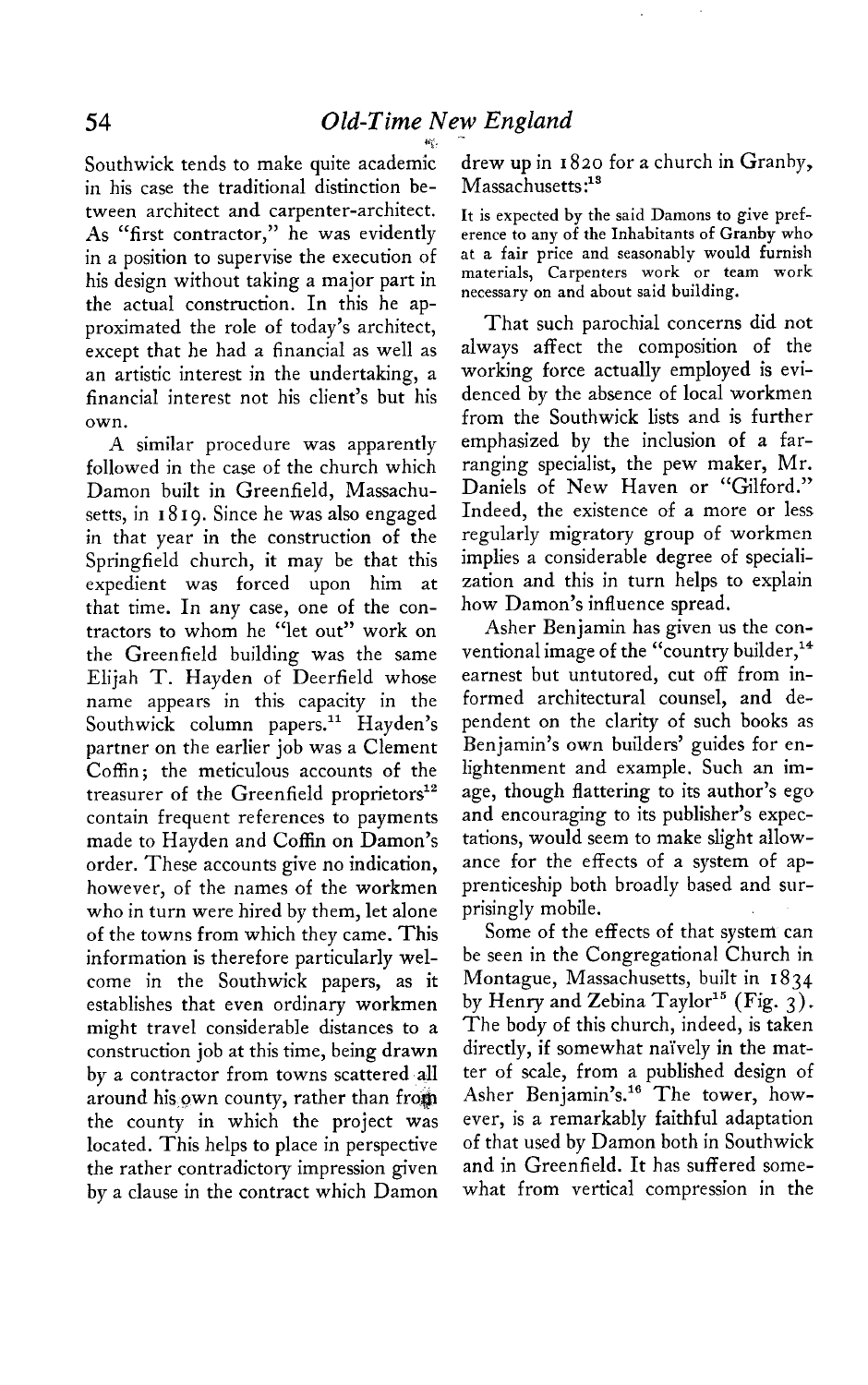Southwick tends to make quite academic in his case the traditional distinction between architect and carpenter-architect. As "first contractor," he was evidently in a position to supervise the execution of his design without taking a major part in the actual construction. In this he approximated the role of today's architect, except that he had a financial as well as an artistic interest in the undertaking, a financial interest not his client's but his own.

A similar procedure was apparently followed in the case of the church which Damon built in Greenfield, Massachusetts, in 1819. Since he was also engaged in that year in the construction of the Springfield church, it may be that this expedient was forced upon him at that time. In any case, one of the contractors to whom he "let out" work on the Greenfield building was the same Elijah T. Hayden of Deerfield whose name appears in this capacity in the Southwick column papers.[11] Hayden's partner on the earlier job was a Clement Coffin; the meticulous accounts of the treasurer of the Greenfield proprietors[12] contain frequent references to payments made to Hayden and Coffin on Damon's order. These accounts give no indication, however, of the names of the workmen who in turn were hired by them, let alone of the towns from which they came. This information is therefore particularly welcome in the Southwick papers, as it establishes that even ordinary workmen might travel considerable distances to a construction job at this time, being drawn by a contractor from towns scattered all around his own county, rather than from the county in which the project was located. This helps to place in perspective the rather contradictory impression given by a clause in the contract which Damon drew up in 1820 for a church in Granby, Massachusetts:[13]

> It is expected by the said Damons to give preference to any of the Inhabitants of Granby who at a fair price and seasonably would furnish materials, Carpenters work or team work necessary on and about said building.

That such parochial concerns did not always affect the composition of the working force actually employed is evidenced by the absence of local workmen from the Southwick lists and is further emphasized by the inclusion of a far-ranging specialist, the pew maker, Mr. Daniels of New Haven or "Gilford." Indeed, the existence of a more or less regularly migratory group of workmen implies a considerable degree of specialization and this in turn helps to explain how Damon's influence spread.

Asher Benjamin has given us the conventional image of the "country builder,[14] earnest but untutored, cut off from informed architectural counsel, and dependent on the clarity of such books as Benjamin's own builders' guides for enlightenment and example. Such an image, though flattering to its author's ego and encouraging to its publisher's expectations, would seem to make slight allowance for the effects of a system of apprenticeship both broadly based and surprisingly mobile.

Some of the effects of that system can be seen in the Congregational Church in Montague, Massachusetts, built in 1834 by Henry and Zebina Taylor[15] (Fig. 3). The body of this church, indeed, is taken directly, if somewhat naïvely in the matter of scale, from a published design of Asher Benjamin's.[16] The tower, however, is a remarkably faithful adaptation of that used by Damon both in Southwick and in Greenfield. It has suffered somewhat from vertical compression in the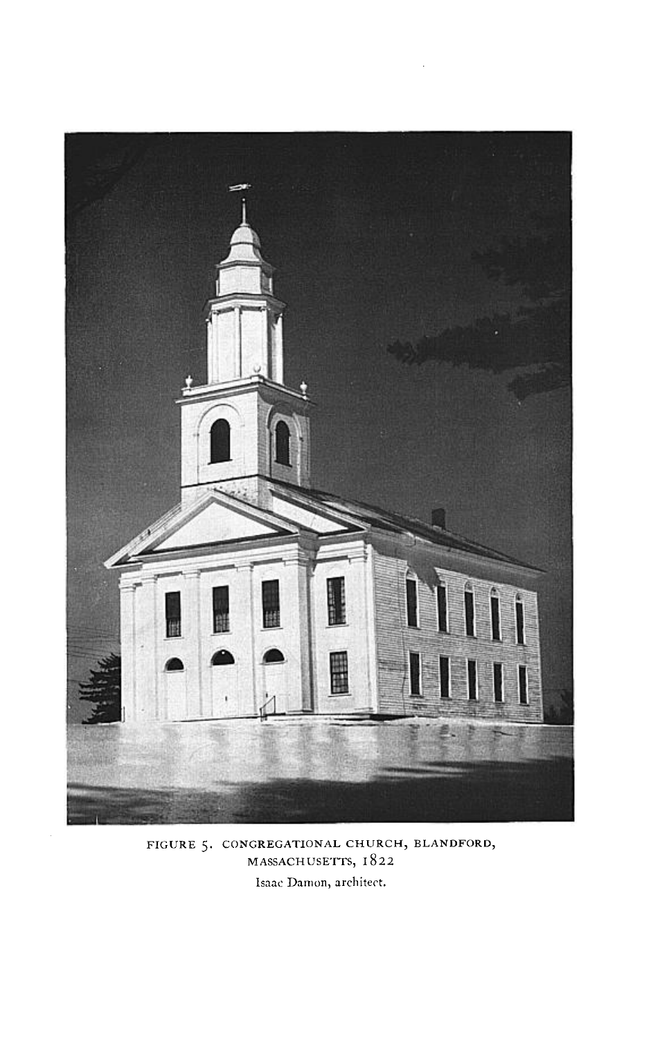FIGURE 5. CONGREGATIONAL CHURCH, BLANDFORD, MASSACHUSETTS, 1822

Isaac Damon, architect.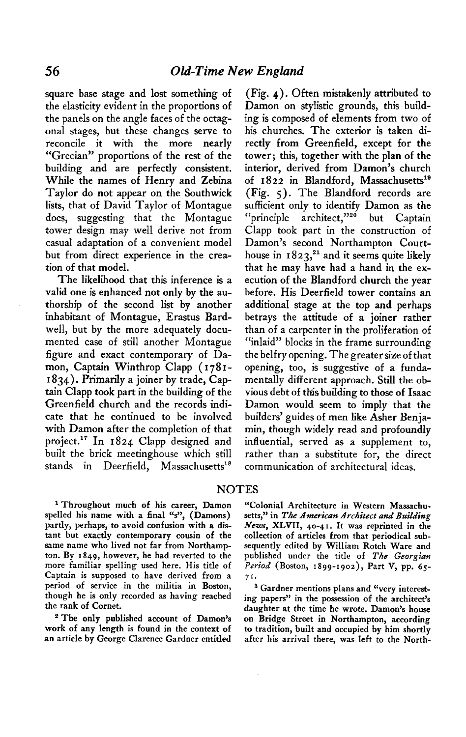square base stage and lost something of the elasticity evident in the proportions of the panels on the angle faces of the octagonal stages, but these changes serve to reconcile it with the more nearly "Grecian" proportions of the rest of the building and are perfectly consistent. While the names of Henry and Zebina Taylor do not appear on the Southwick lists, that of David Taylor of Montague does, suggesting that the Montague tower design may well derive not from casual adaptation of a convenient model but from direct experience in the creation of that model.

The likelihood that this inference is a valid one is enhanced not only by the authorship of the second list by another inhabitant of Montague, Erastus Bardwell, but by the more adequately documented case of still another Montague figure and exact contemporary of Damon, Captain Winthrop Clapp (1781-1834). Primarily a joiner by trade, Captain Clapp took part in the building of the Greenfield church and the records indicate that he continued to be involved with Damon after the completion of that project.[17] In 1824 Clapp designed and built the brick meetinghouse which still stands in Deerfield, Massachusetts[18] (Fig. 4). Often mistakenly attributed to Damon on stylistic grounds, this building is composed of elements from two of his churches. The exterior is taken directly from Greenfield, except for the tower; this, together with the plan of the interior, derived from Damon's church of 1822 in Blandford, Massachusetts[19] (Fig. 5). The Blandford records are sufficient only to identify Damon as the "principle architect,"[20] but Captain Clapp took part in the construction of Damon's second Northampton Courthouse in 1823,[21] and it seems quite likely that he may have had a hand in the execution of the Blandford church the year before. His Deerfield tower contains an additional stage at the top and perhaps betrays the attitude of a joiner rather than of a carpenter in the proliferation of "inlaid" blocks in the frame surrounding the belfry opening. The greater size of that opening, too, is suggestive of a fundamentally different approach. Still the obvious debt of this building to those of Isaac Damon would seem to imply that the builders' guides of men like Asher Benjamin, though widely read and profoundly influential, served as a supplement to, rather than a substitute for, the direct communication of architectural ideas.

## NOTES

[1] Throughout much of his career, Damon spelled his name with a final "s", (Damons) partly, perhaps, to avoid confusion with a distant but exactly contemporary cousin of the same name who lived not far from Northampton. By 1849, however, he had reverted to the more familiar spelling used here. His title of Captain is supposed to have derived from a period of service in the militia in Boston, though he is only recorded as having reached the rank of Cornet.

[2] The only published account of Damon's work of any length is found in the context of an article by George Clarence Gardner entitled "Colonial Architecture in Western Massachusetts," in *The American Architect and Building News*, XLVII, 40-41. It was reprinted in the collection of articles from that periodical subsequently edited by William Rotch Ware and published under the title of *The Georgian Period* (Boston, 1899-1902), Part V, pp. 65-71.

[3] Gardner mentions plans and "very interesting papers" in the possession of the architect's daughter at the time he wrote. Damon's house on Bridge Street in Northampton, according to tradition, built and occupied by him shortly after his arrival there, was left to the North-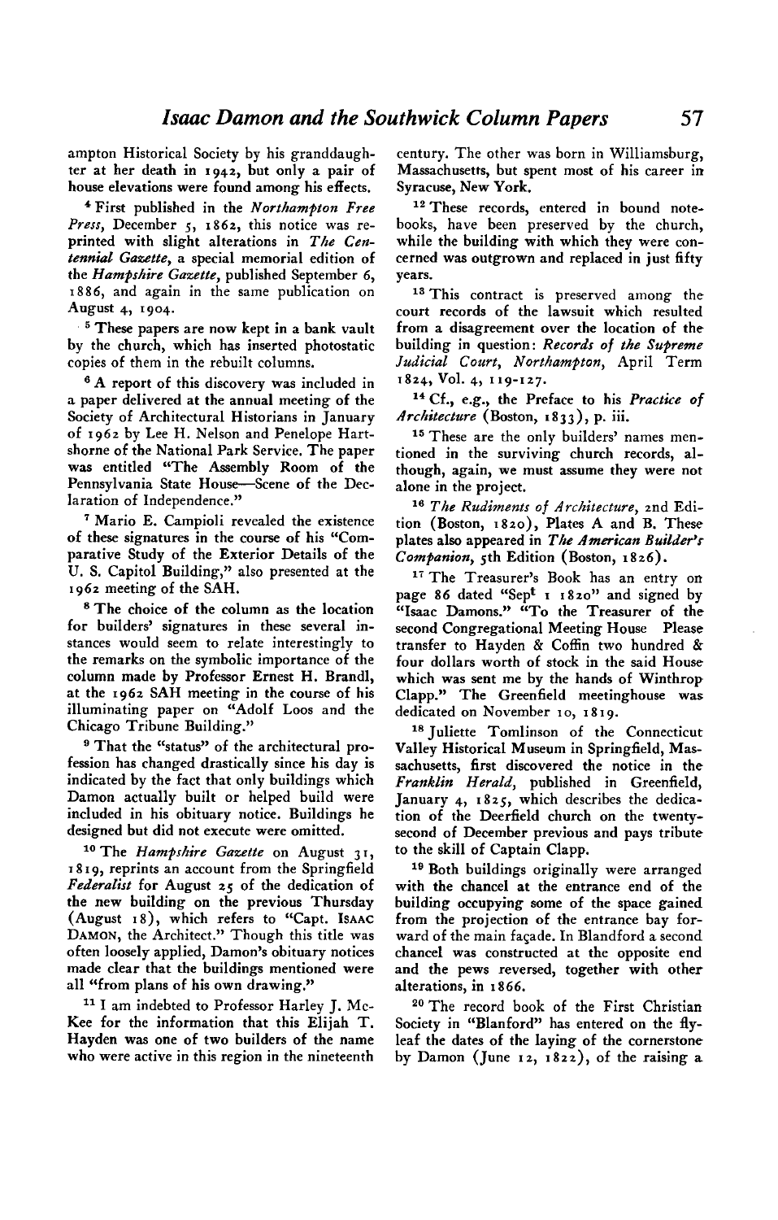ampton Historical Society by his granddaughter at her death in 1942, but only a pair of house elevations were found among his effects.

[4] First published in the *Northampton Free Press*, December 5, 1862, this notice was reprinted with slight alterations in *The Centennial Gazette*, a special memorial edition of the *Hampshire Gazette*, published September 6, 1886, and again in the same publication on August 4, 1904.

[5] These papers are now kept in a bank vault by the church, which has inserted photostatic copies of them in the rebuilt columns.

[6] A report of this discovery was included in a paper delivered at the annual meeting of the Society of Architectural Historians in January of 1962 by Lee H. Nelson and Penelope Hartshorne of the National Park Service. The paper was entitled "The Assembly Room of the Pennsylvania State House—Scene of the Declaration of Independence."

[7] Mario E. Campioli revealed the existence of these signatures in the course of his "Comparative Study of the Exterior Details of the U. S. Capitol Building," also presented at the 1962 meeting of the SAH.

[8] The choice of the column as the location for builders' signatures in these several instances would seem to relate interestingly to the remarks on the symbolic importance of the column made by Professor Ernest H. Brandl, at the 1962 SAH meeting in the course of his illuminating paper on "Adolf Loos and the Chicago Tribune Building."

[9] That the "status" of the architectural profession has changed drastically since his day is indicated by the fact that only buildings which Damon actually built or helped build were included in his obituary notice. Buildings he designed but did not execute were omitted.

[10] The *Hampshire Gazette* on August 31, 1819, reprints an account from the Springfield *Federalist* for August 25 of the dedication of the new building on the previous Thursday (August 18), which refers to "Capt. ISAAC DAMON, the Architect." Though this title was often loosely applied, Damon's obituary notices made clear that the buildings mentioned were all "from plans of his own drawing."

[11] I am indebted to Professor Harley J. McKee for the information that this Elijah T. Hayden was one of two builders of the name who were active in this region in the nineteenth century. The other was born in Williamsburg, Massachusetts, but spent most of his career in Syracuse, New York.

[12] These records, entered in bound notebooks, have been preserved by the church, while the building with which they were concerned was outgrown and replaced in just fifty years.

[13] This contract is preserved among the court records of the lawsuit which resulted from a disagreement over the location of the building in question: *Records of the Supreme Judicial Court, Northampton*, April Term 1824, Vol. 4, 119-127.

[14] Cf., e.g., the Preface to his *Practice of Architecture* (Boston, 1833), p. iii.

[15] These are the only builders' names mentioned in the surviving church records, although, again, we must assume they were not alone in the project.

[16] *The Rudiments of Architecture*, 2nd Edition (Boston, 1820), Plates A and B. These plates also appeared in *The American Builder's Companion*, 5th Edition (Boston, 1826).

[17] The Treasurer's Book has an entry on page 86 dated "Sept 1 1820" and signed by "Isaac Damons." "To the Treasurer of the second Congregational Meeting House Please transfer to Hayden & Coffin two hundred & four dollars worth of stock in the said House which was sent me by the hands of Winthrop Clapp." The Greenfield meetinghouse was dedicated on November 10, 1819.

[18] Juliette Tomlinson of the Connecticut Valley Historical Museum in Springfield, Massachusetts, first discovered the notice in the *Franklin Herald*, published in Greenfield, January 4, 1825, which describes the dedication of the Deerfield church on the twenty-second of December previous and pays tribute to the skill of Captain Clapp.

[19] Both buildings originally were arranged with the chancel at the entrance end of the building occupying some of the space gained from the projection of the entrance bay forward of the main façade. In Blandford a second chancel was constructed at the opposite end and the pews reversed, together with other alterations, in 1866.

[20] The record book of the First Christian Society in "Blanford" has entered on the flyleaf the dates of the laying of the cornerstone by Damon (June 12, 1822), of the raising a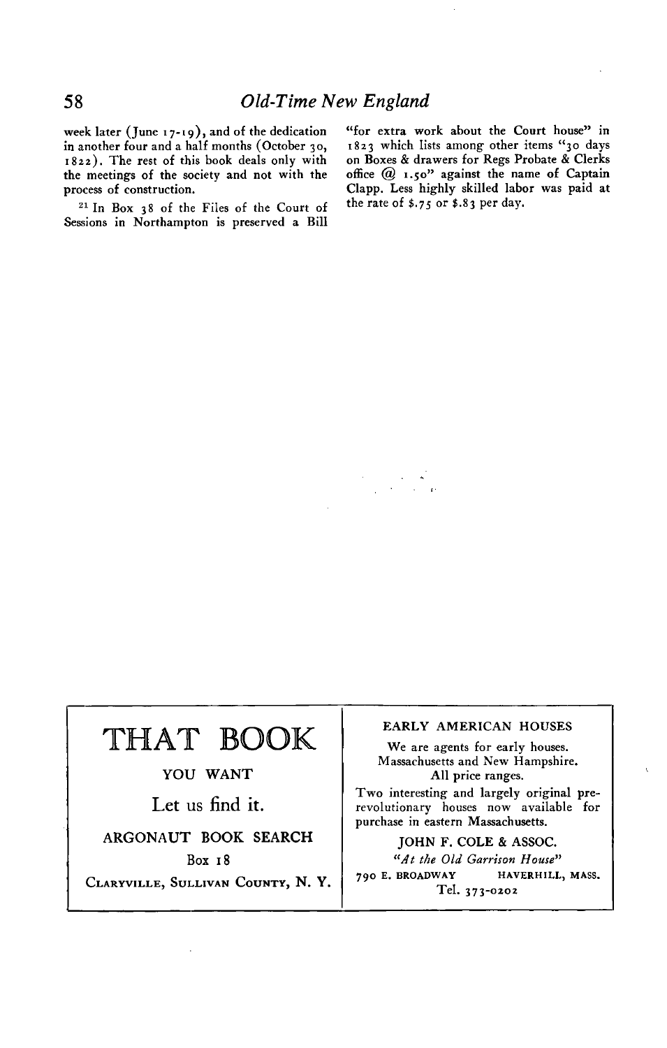week later (June 17-19), and of the dedication in another four and a half months (October 30, 1822). The rest of this book deals only with the meetings of the society and not with the process of construction.

[21] In Box 38 of the Files of the Court of Sessions in Northampton is preserved a Bill "for extra work about the Court house" in 1823 which lists among other items "30 days on Boxes & drawers for Regs Probate & Clerks office @ 1.50" against the name of Captain Clapp. Less highly skilled labor was paid at the rate of $.75 or $.83 per day.

---

# THAT BOOK

YOU WANT

Let us find it.

ARGONAUT BOOK SEARCH

Box 18

CLARYVILLE, SULLIVAN COUNTY, N. Y.

---

EARLY AMERICAN HOUSES

We are agents for early houses.
Massachusetts and New Hampshire.
All price ranges.

Two interesting and largely original pre-revolutionary houses now available for purchase in eastern Massachusetts.

JOHN F. COLE & ASSOC.

*"At the Old Garrison House"*

790 E. BROADWAY HAVERHILL, MASS.

Tel. 373-0202